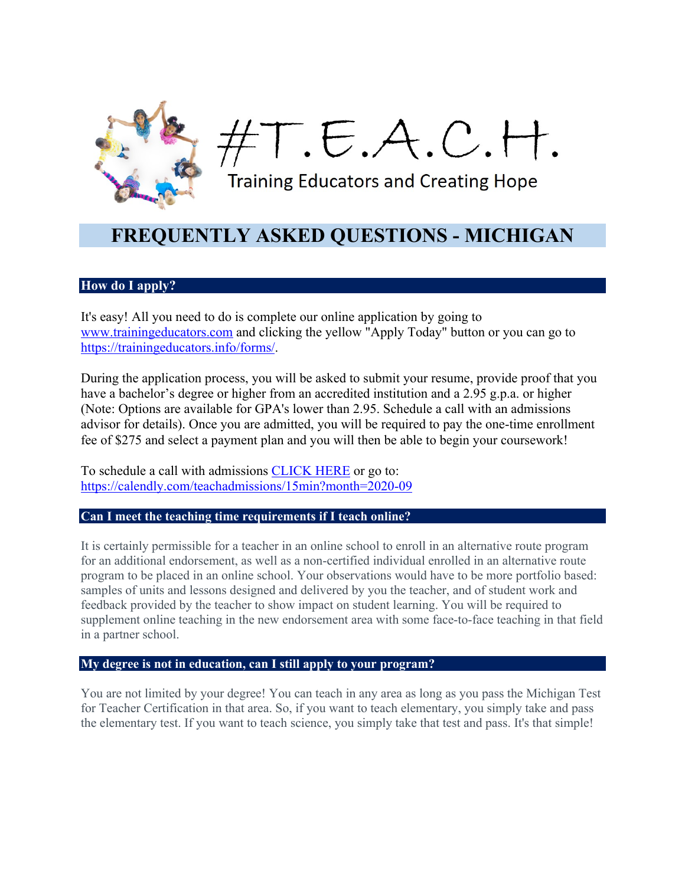# #T.E.A.C.H.

Training Educators and Creating Hope

## FREQUENTLY ASKED QUESTIONS - MICHIGAN

### How do I apply?

It's easy! All you need to do is complete our online application by going to [www.trainingeducators.com](www.trainingeducators.com) and clicking the yellow "Apply Today" button or you can go to [https://trainingeducators.info/forms/](https://trainingeducators.info/forms/).

During the application process, you will be asked to submit your resume, provide proof that you have a bachelor's degree or higher from an accredited institution and a 2.95 g.p.a. or higher (Note: Options are available for GPA's lower than 2.95. Schedule a call with an admissions advisor for details). Once you are admitted, you will be required to pay the one-time enrollment fee of $275 and select a payment plan and you will then be able to begin your coursework!

To schedule a call with admissions [CLICK HERE](https://calendly.com/teachadmissions/15min?month=2020-09) or go to: [https://calendly.com/teachadmissions/15min?month=2020-09](https://calendly.com/teachadmissions/15min?month=2020-09)

### Can I meet the teaching time requirements if I teach online?

It is certainly permissible for a teacher in an online school to enroll in an alternative route program for an additional endorsement, as well as a non-certified individual enrolled in an alternative route program to be placed in an online school. Your observations would have to be more portfolio based: samples of units and lessons designed and delivered by you the teacher, and of student work and feedback provided by the teacher to show impact on student learning. You will be required to supplement online teaching in the new endorsement area with some face-to-face teaching in that field in a partner school.

### My degree is not in education, can I still apply to your program?

You are not limited by your degree! You can teach in any area as long as you pass the Michigan Test for Teacher Certification in that area. So, if you want to teach elementary, you simply take and pass the elementary test. If you want to teach science, you simply take that test and pass. It's that simple!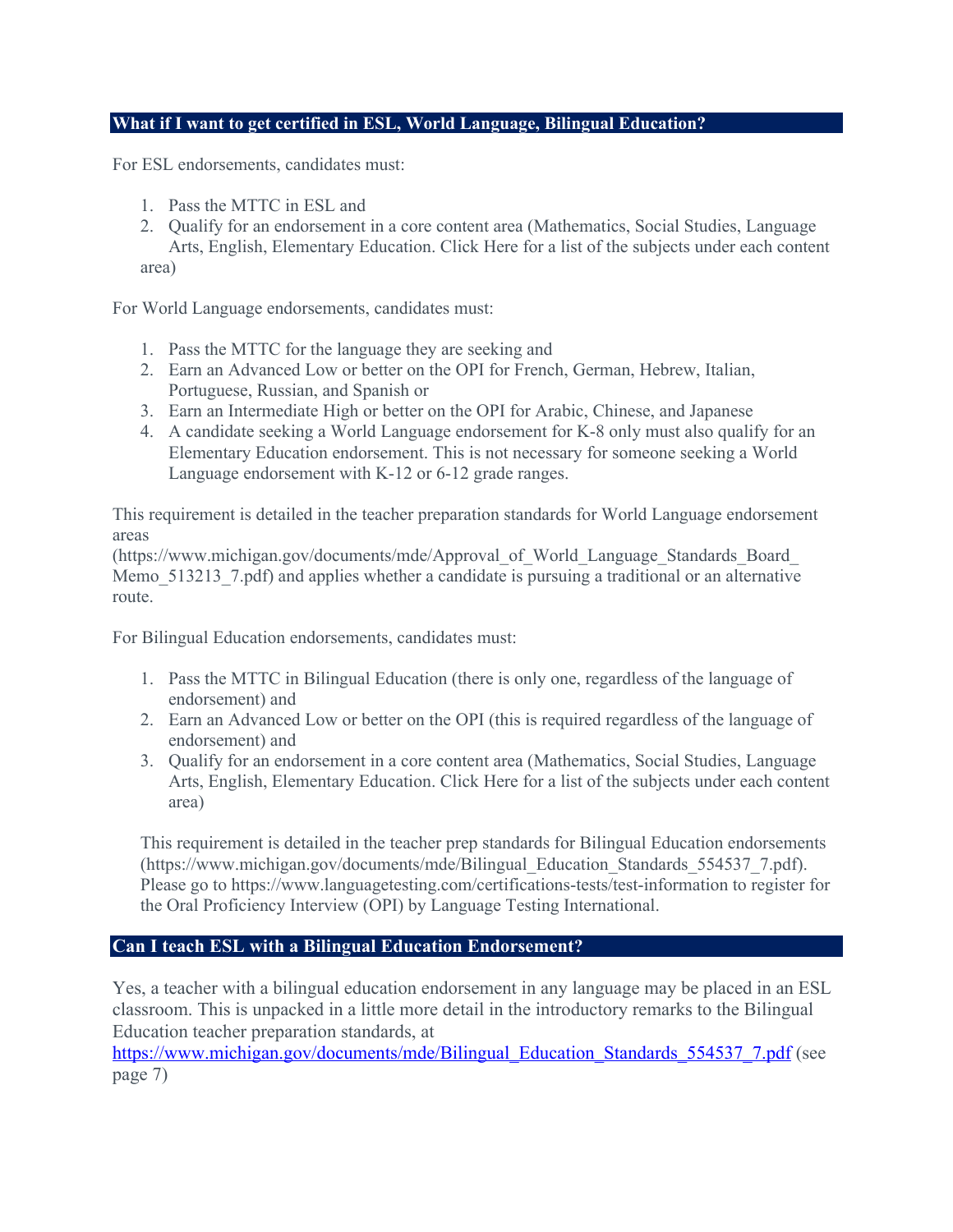## What if I want to get certified in ESL, World Language, Bilingual Education?

For ESL endorsements, candidates must:

1. Pass the MTTC in ESL and
2. Qualify for an endorsement in a core content area (Mathematics, Social Studies, Language Arts, English, Elementary Education. Click Here for a list of the subjects under each content area)

For World Language endorsements, candidates must:

1. Pass the MTTC for the language they are seeking and
2. Earn an Advanced Low or better on the OPI for French, German, Hebrew, Italian, Portuguese, Russian, and Spanish or
3. Earn an Intermediate High or better on the OPI for Arabic, Chinese, and Japanese
4. A candidate seeking a World Language endorsement for K-8 only must also qualify for an Elementary Education endorsement. This is not necessary for someone seeking a World Language endorsement with K-12 or 6-12 grade ranges.

This requirement is detailed in the teacher preparation standards for World Language endorsement areas (https://www.michigan.gov/documents/mde/Approval_of_World_Language_Standards_Board_Memo_513213_7.pdf) and applies whether a candidate is pursuing a traditional or an alternative route.

For Bilingual Education endorsements, candidates must:

1. Pass the MTTC in Bilingual Education (there is only one, regardless of the language of endorsement) and
2. Earn an Advanced Low or better on the OPI (this is required regardless of the language of endorsement) and
3. Qualify for an endorsement in a core content area (Mathematics, Social Studies, Language Arts, English, Elementary Education. Click Here for a list of the subjects under each content area)

This requirement is detailed in the teacher prep standards for Bilingual Education endorsements (https://www.michigan.gov/documents/mde/Bilingual_Education_Standards_554537_7.pdf). Please go to https://www.languagetesting.com/certifications-tests/test-information to register for the Oral Proficiency Interview (OPI) by Language Testing International.

## Can I teach ESL with a Bilingual Education Endorsement?

Yes, a teacher with a bilingual education endorsement in any language may be placed in an ESL classroom. This is unpacked in a little more detail in the introductory remarks to the Bilingual Education teacher preparation standards, at [https://www.michigan.gov/documents/mde/Bilingual_Education_Standards_554537_7.pdf](https://www.michigan.gov/documents/mde/Bilingual_Education_Standards_554537_7.pdf) (see page 7)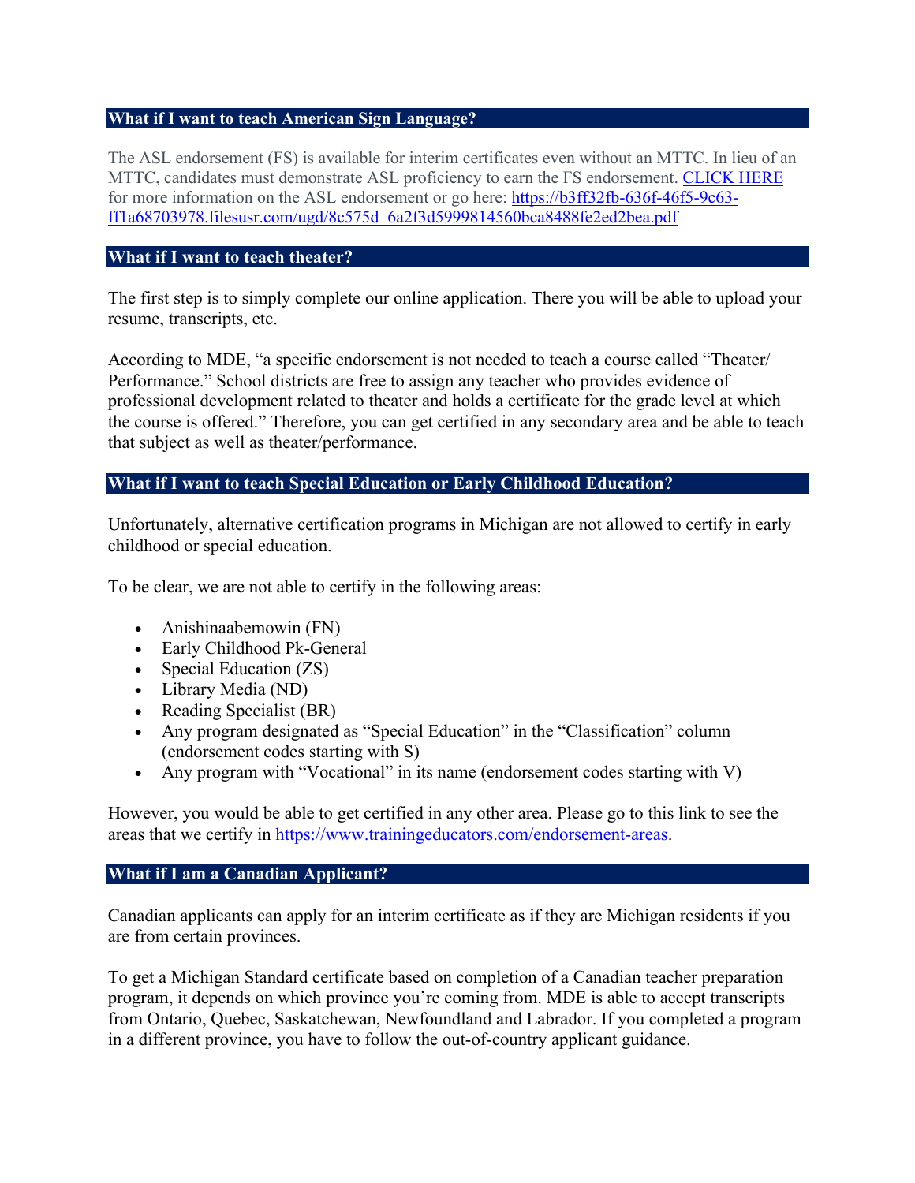### What if I want to teach American Sign Language?

The ASL endorsement (FS) is available for interim certificates even without an MTTC. In lieu of an MTTC, candidates must demonstrate ASL proficiency to earn the FS endorsement. [CLICK HERE](https://b3ff32fb-636f-46f5-9c63-ff1a68703978.filesusr.com/ugd/8c575d_6a2f3d5999814560bca8488fe2ed2bea.pdf) for more information on the ASL endorsement or go here: [https://b3ff32fb-636f-46f5-9c63-ff1a68703978.filesusr.com/ugd/8c575d_6a2f3d5999814560bca8488fe2ed2bea.pdf](https://b3ff32fb-636f-46f5-9c63-ff1a68703978.filesusr.com/ugd/8c575d_6a2f3d5999814560bca8488fe2ed2bea.pdf)

### What if I want to teach theater?

The first step is to simply complete our online application. There you will be able to upload your resume, transcripts, etc.

According to MDE, "a specific endorsement is not needed to teach a course called "Theater/ Performance." School districts are free to assign any teacher who provides evidence of professional development related to theater and holds a certificate for the grade level at which the course is offered." Therefore, you can get certified in any secondary area and be able to teach that subject as well as theater/performance.

### What if I want to teach Special Education or Early Childhood Education?

Unfortunately, alternative certification programs in Michigan are not allowed to certify in early childhood or special education.

To be clear, we are not able to certify in the following areas:

- Anishinaabemowin (FN)
- Early Childhood Pk-General
- Special Education (ZS)
- Library Media (ND)
- Reading Specialist (BR)
- Any program designated as "Special Education" in the "Classification" column (endorsement codes starting with S)
- Any program with "Vocational" in its name (endorsement codes starting with V)

However, you would be able to get certified in any other area. Please go to this link to see the areas that we certify in [https://www.trainingeducators.com/endorsement-areas](https://www.trainingeducators.com/endorsement-areas).

### What if I am a Canadian Applicant?

Canadian applicants can apply for an interim certificate as if they are Michigan residents if you are from certain provinces.

To get a Michigan Standard certificate based on completion of a Canadian teacher preparation program, it depends on which province you're coming from. MDE is able to accept transcripts from Ontario, Quebec, Saskatchewan, Newfoundland and Labrador. If you completed a program in a different province, you have to follow the out-of-country applicant guidance.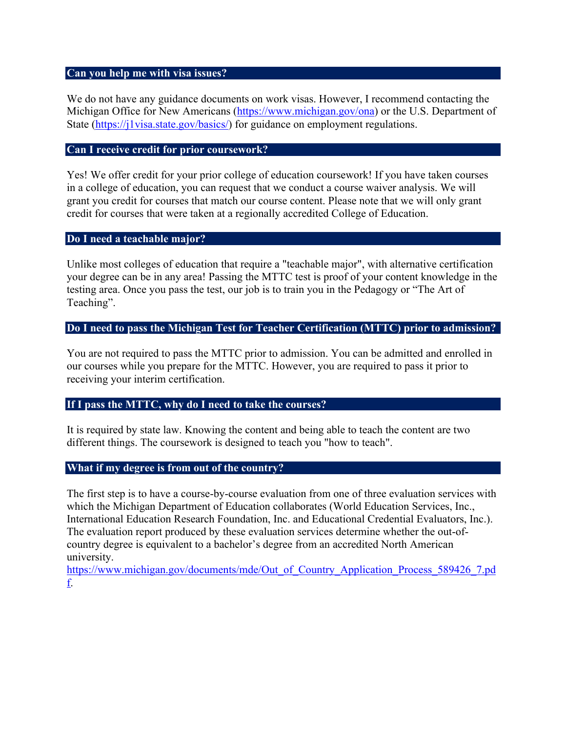## Can you help me with visa issues?

We do not have any guidance documents on work visas. However, I recommend contacting the Michigan Office for New Americans (https://www.michigan.gov/ona) or the U.S. Department of State (https://j1visa.state.gov/basics/) for guidance on employment regulations.

## Can I receive credit for prior coursework?

Yes! We offer credit for your prior college of education coursework! If you have taken courses in a college of education, you can request that we conduct a course waiver analysis. We will grant you credit for courses that match our course content. Please note that we will only grant credit for courses that were taken at a regionally accredited College of Education.

## Do I need a teachable major?

Unlike most colleges of education that require a "teachable major", with alternative certification your degree can be in any area! Passing the MTTC test is proof of your content knowledge in the testing area. Once you pass the test, our job is to train you in the Pedagogy or "The Art of Teaching".

## Do I need to pass the Michigan Test for Teacher Certification (MTTC) prior to admission?

You are not required to pass the MTTC prior to admission. You can be admitted and enrolled in our courses while you prepare for the MTTC. However, you are required to pass it prior to receiving your interim certification.

## If I pass the MTTC, why do I need to take the courses?

It is required by state law. Knowing the content and being able to teach the content are two different things. The coursework is designed to teach you "how to teach".

## What if my degree is from out of the country?

The first step is to have a course-by-course evaluation from one of three evaluation services with which the Michigan Department of Education collaborates (World Education Services, Inc., International Education Research Foundation, Inc. and Educational Credential Evaluators, Inc.). The evaluation report produced by these evaluation services determine whether the out-of-country degree is equivalent to a bachelor's degree from an accredited North American university.
https://www.michigan.gov/documents/mde/Out_of_Country_Application_Process_589426_7.pdf.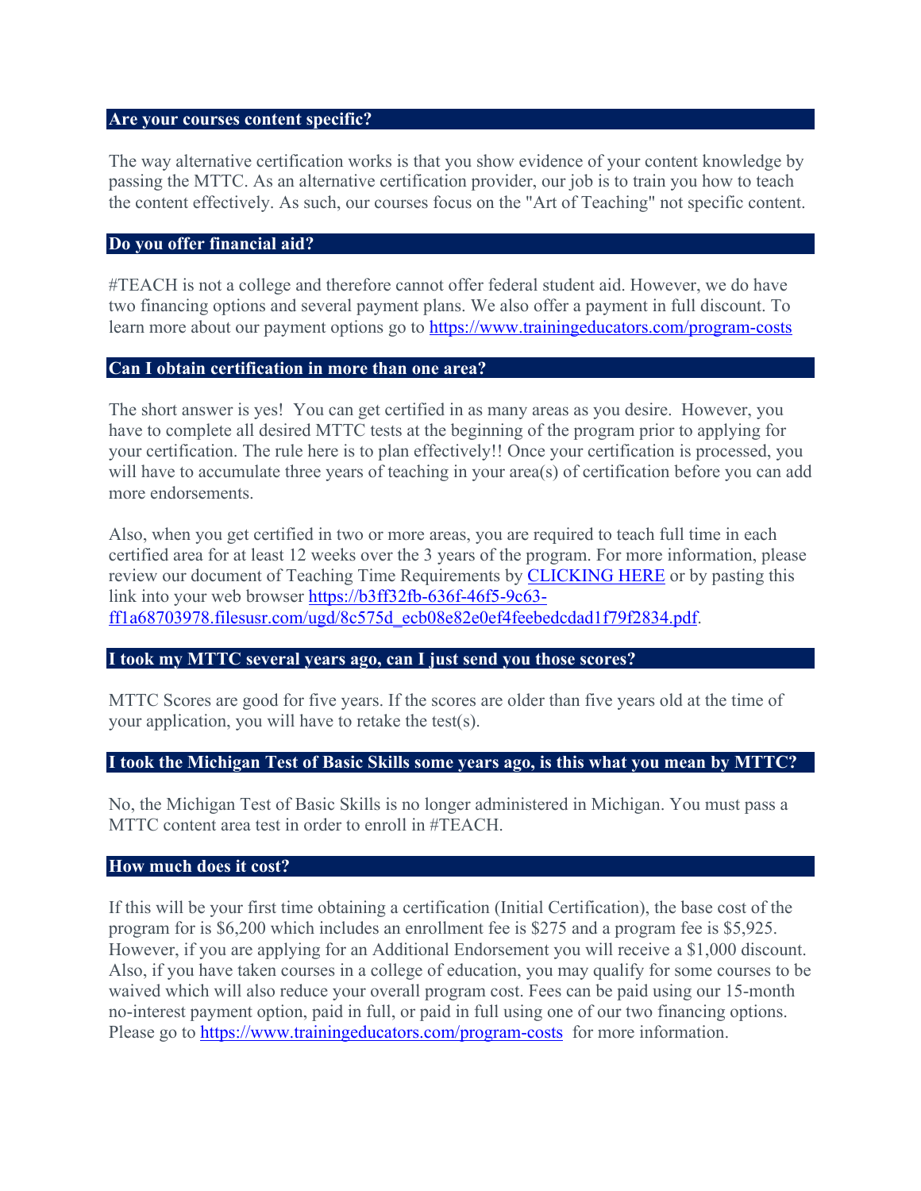### Are your courses content specific?

The way alternative certification works is that you show evidence of your content knowledge by passing the MTTC. As an alternative certification provider, our job is to train you how to teach the content effectively. As such, our courses focus on the "Art of Teaching" not specific content.

### Do you offer financial aid?

#TEACH is not a college and therefore cannot offer federal student aid. However, we do have two financing options and several payment plans. We also offer a payment in full discount. To learn more about our payment options go to [https://www.trainingeducators.com/program-costs](https://www.trainingeducators.com/program-costs)

### Can I obtain certification in more than one area?

The short answer is yes! You can get certified in as many areas as you desire. However, you have to complete all desired MTTC tests at the beginning of the program prior to applying for your certification. The rule here is to plan effectively!! Once your certification is processed, you will have to accumulate three years of teaching in your area(s) of certification before you can add more endorsements.

Also, when you get certified in two or more areas, you are required to teach full time in each certified area for at least 12 weeks over the 3 years of the program. For more information, please review our document of Teaching Time Requirements by [CLICKING HERE](https://b3ff32fb-636f-46f5-9c63-ff1a68703978.filesusr.com/ugd/8c575d_ecb08e82e0ef4feebedcdad1f79f2834.pdf) or by pasting this link into your web browser [https://b3ff32fb-636f-46f5-9c63-ff1a68703978.filesusr.com/ugd/8c575d_ecb08e82e0ef4feebedcdad1f79f2834.pdf](https://b3ff32fb-636f-46f5-9c63-ff1a68703978.filesusr.com/ugd/8c575d_ecb08e82e0ef4feebedcdad1f79f2834.pdf).

### I took my MTTC several years ago, can I just send you those scores?

MTTC Scores are good for five years. If the scores are older than five years old at the time of your application, you will have to retake the test(s).

### I took the Michigan Test of Basic Skills some years ago, is this what you mean by MTTC?

No, the Michigan Test of Basic Skills is no longer administered in Michigan. You must pass a MTTC content area test in order to enroll in #TEACH.

### How much does it cost?

If this will be your first time obtaining a certification (Initial Certification), the base cost of the program for is $6,200 which includes an enrollment fee is $275 and a program fee is $5,925. However, if you are applying for an Additional Endorsement you will receive a $1,000 discount. Also, if you have taken courses in a college of education, you may qualify for some courses to be waived which will also reduce your overall program cost. Fees can be paid using our 15-month no-interest payment option, paid in full, or paid in full using one of our two financing options. Please go to [https://www.trainingeducators.com/program-costs](https://www.trainingeducators.com/program-costs) for more information.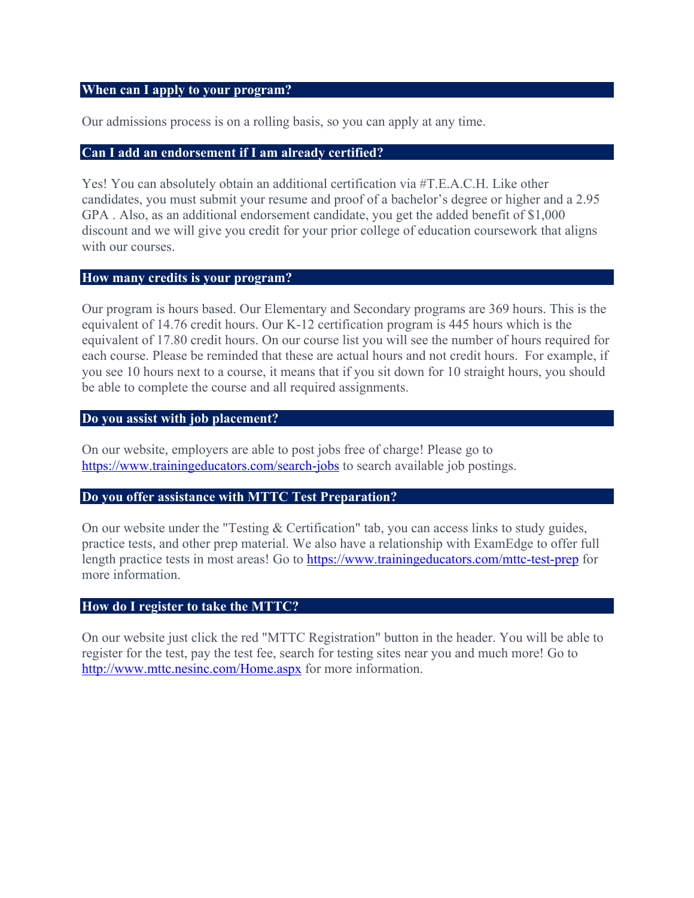## When can I apply to your program?

Our admissions process is on a rolling basis, so you can apply at any time.

## Can I add an endorsement if I am already certified?

Yes! You can absolutely obtain an additional certification via #T.E.A.C.H. Like other candidates, you must submit your resume and proof of a bachelor's degree or higher and a 2.95 GPA . Also, as an additional endorsement candidate, you get the added benefit of $1,000 discount and we will give you credit for your prior college of education coursework that aligns with our courses.

## How many credits is your program?

Our program is hours based. Our Elementary and Secondary programs are 369 hours. This is the equivalent of 14.76 credit hours. Our K-12 certification program is 445 hours which is the equivalent of 17.80 credit hours. On our course list you will see the number of hours required for each course. Please be reminded that these are actual hours and not credit hours. For example, if you see 10 hours next to a course, it means that if you sit down for 10 straight hours, you should be able to complete the course and all required assignments.

## Do you assist with job placement?

On our website, employers are able to post jobs free of charge! Please go to https://www.trainingeducators.com/search-jobs to search available job postings.

## Do you offer assistance with MTTC Test Preparation?

On our website under the "Testing & Certification" tab, you can access links to study guides, practice tests, and other prep material. We also have a relationship with ExamEdge to offer full length practice tests in most areas! Go to https://www.trainingeducators.com/mttc-test-prep for more information.

## How do I register to take the MTTC?

On our website just click the red "MTTC Registration" button in the header. You will be able to register for the test, pay the test fee, search for testing sites near you and much more! Go to http://www.mttc.nesinc.com/Home.aspx for more information.